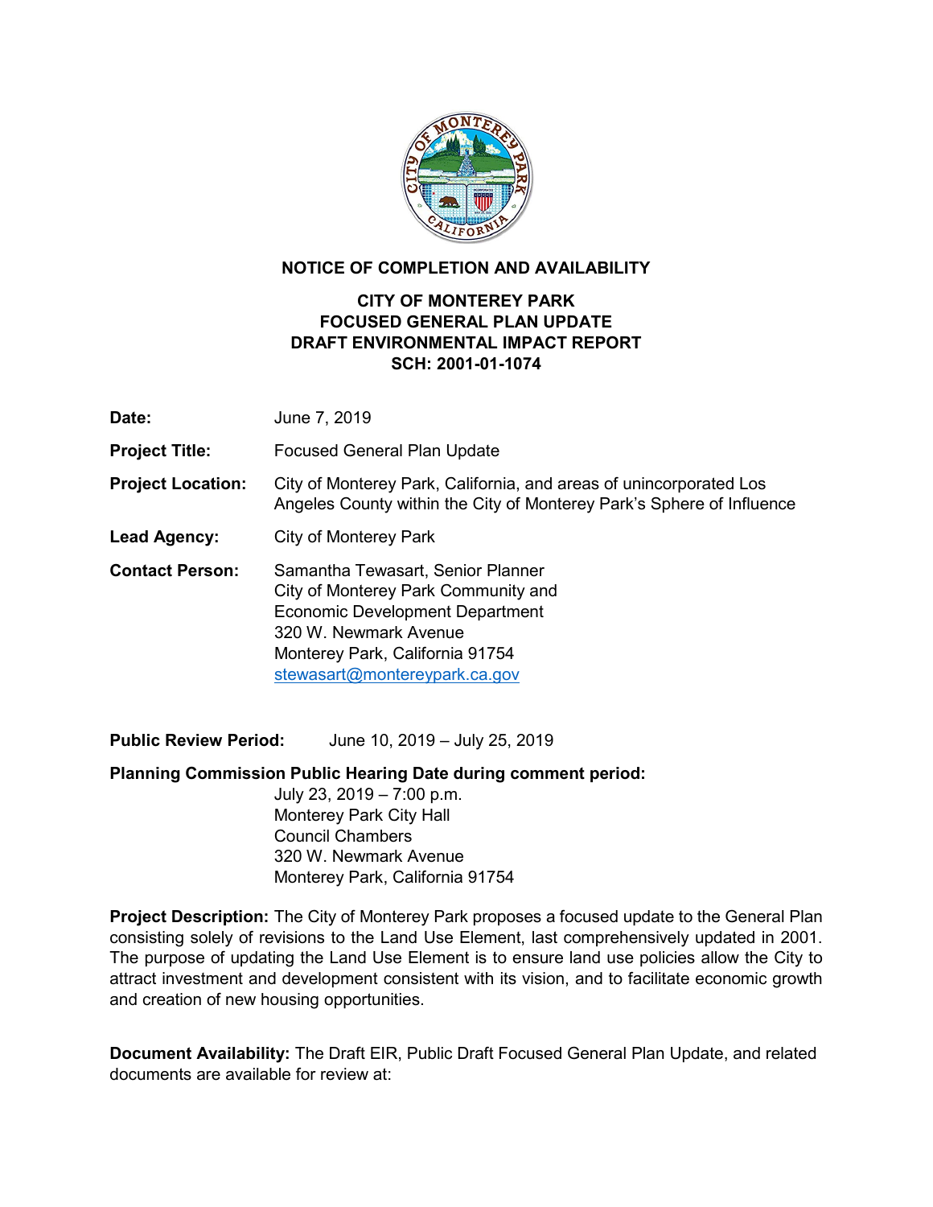# NOTICE OF COMPLETION AND AVAILABILITY

## CITY OF MONTEREY PARK
## FOCUSED GENERAL PLAN UPDATE
## DRAFT ENVIRONMENTAL IMPACT REPORT
## SCH: 2001-01-1074

**Date:** June 7, 2019

**Project Title:** Focused General Plan Update

**Project Location:** City of Monterey Park, California, and areas of unincorporated Los Angeles County within the City of Monterey Park's Sphere of Influence

**Lead Agency:** City of Monterey Park

**Contact Person:** Samantha Tewasart, Senior Planner
City of Monterey Park Community and
Economic Development Department
320 W. Newmark Avenue
Monterey Park, California 91754
stewasart@montereypark.ca.gov

**Public Review Period:** June 10, 2019 – July 25, 2019

**Planning Commission Public Hearing Date during comment period:**
July 23, 2019 – 7:00 p.m.
Monterey Park City Hall
Council Chambers
320 W. Newmark Avenue
Monterey Park, California 91754

**Project Description:** The City of Monterey Park proposes a focused update to the General Plan consisting solely of revisions to the Land Use Element, last comprehensively updated in 2001. The purpose of updating the Land Use Element is to ensure land use policies allow the City to attract investment and development consistent with its vision, and to facilitate economic growth and creation of new housing opportunities.

**Document Availability:** The Draft EIR, Public Draft Focused General Plan Update, and related documents are available for review at: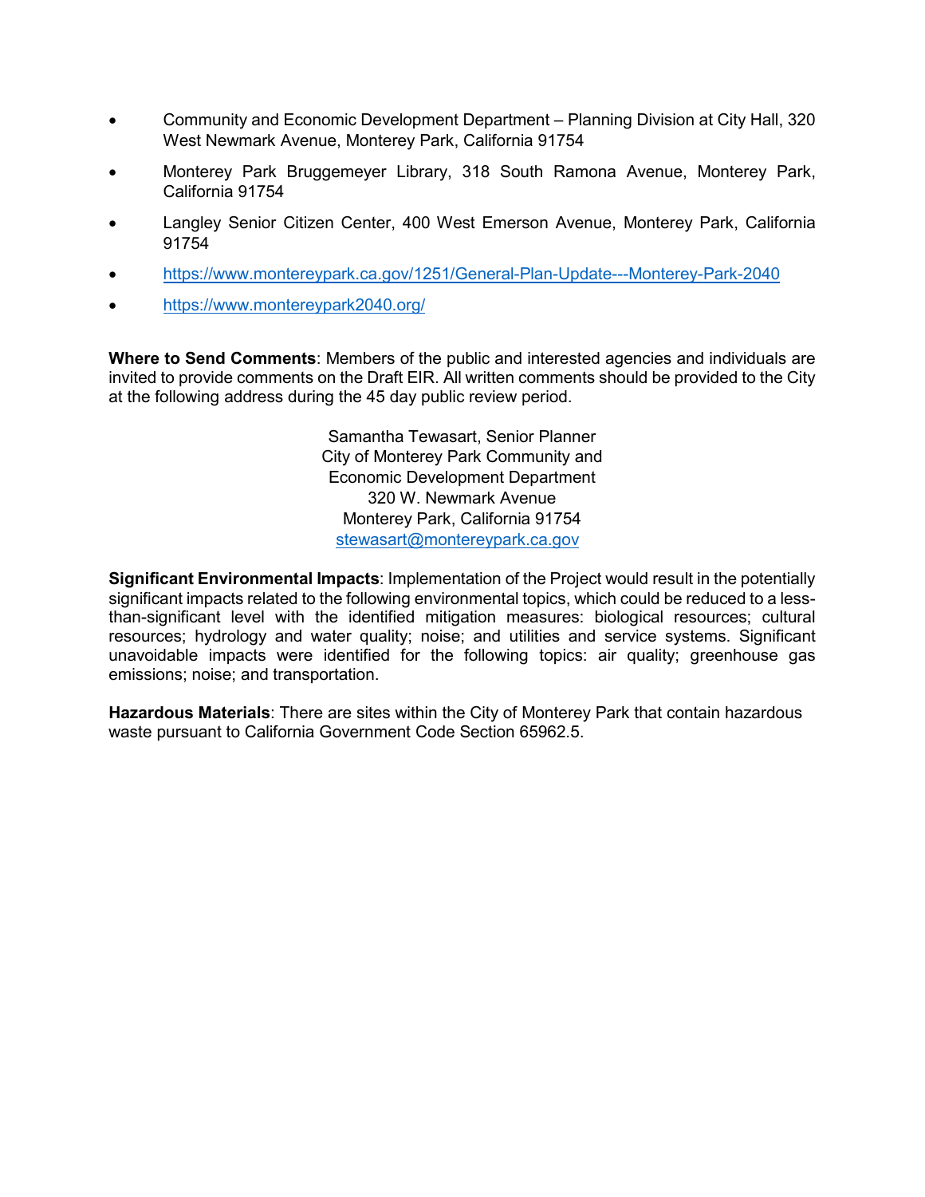- Community and Economic Development Department – Planning Division at City Hall, 320 West Newmark Avenue, Monterey Park, California 91754
- Monterey Park Bruggemeyer Library, 318 South Ramona Avenue, Monterey Park, California 91754
- Langley Senior Citizen Center, 400 West Emerson Avenue, Monterey Park, California 91754
- https://www.montereypark.ca.gov/1251/General-Plan-Update---Monterey-Park-2040
- https://www.montereypark2040.org/

**Where to Send Comments**: Members of the public and interested agencies and individuals are invited to provide comments on the Draft EIR. All written comments should be provided to the City at the following address during the 45 day public review period.

Samantha Tewasart, Senior Planner
City of Monterey Park Community and
Economic Development Department
320 W. Newmark Avenue
Monterey Park, California 91754
stewasart@montereypark.ca.gov

**Significant Environmental Impacts**: Implementation of the Project would result in the potentially significant impacts related to the following environmental topics, which could be reduced to a less-than-significant level with the identified mitigation measures: biological resources; cultural resources; hydrology and water quality; noise; and utilities and service systems. Significant unavoidable impacts were identified for the following topics: air quality; greenhouse gas emissions; noise; and transportation.

**Hazardous Materials**: There are sites within the City of Monterey Park that contain hazardous waste pursuant to California Government Code Section 65962.5.